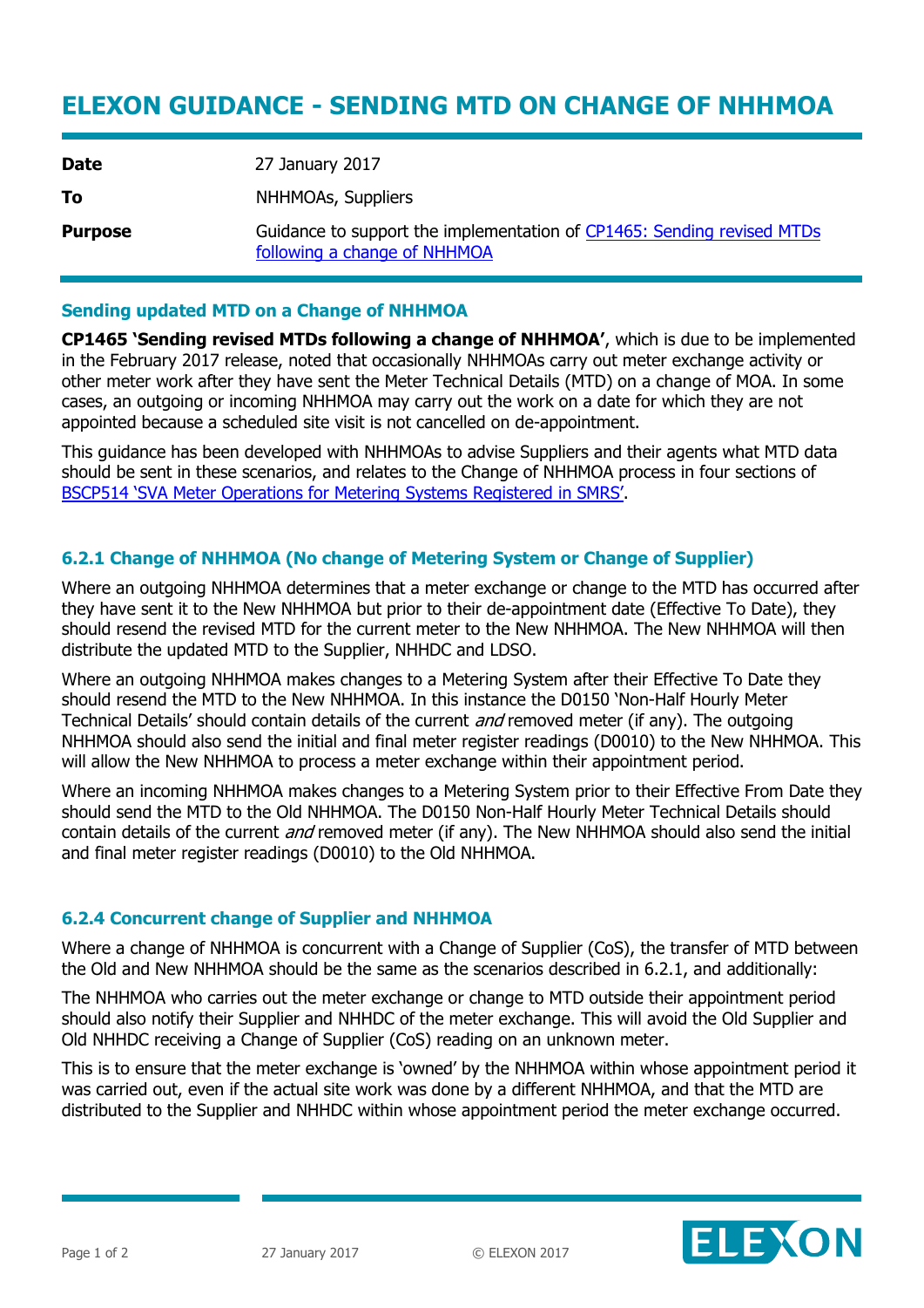# ELEXON GUIDANCE - SENDING MTD ON CHANGE OF NHHMOA

| | |
|---|---|
| **Date** | 27 January 2017 |
| **To** | NHHMOAs, Suppliers |
| **Purpose** | Guidance to support the implementation of CP1465: Sending revised MTDs following a change of NHHMOA |

### Sending updated MTD on a Change of NHHMOA

**CP1465 'Sending revised MTDs following a change of NHHMOA'**, which is due to be implemented in the February 2017 release, noted that occasionally NHHMOAs carry out meter exchange activity or other meter work after they have sent the Meter Technical Details (MTD) on a change of MOA. In some cases, an outgoing or incoming NHHMOA may carry out the work on a date for which they are not appointed because a scheduled site visit is not cancelled on de-appointment.

This guidance has been developed with NHHMOAs to advise Suppliers and their agents what MTD data should be sent in these scenarios, and relates to the Change of NHHMOA process in four sections of BSCP514 'SVA Meter Operations for Metering Systems Registered in SMRS'.

### 6.2.1 Change of NHHMOA (No change of Metering System or Change of Supplier)

Where an outgoing NHHMOA determines that a meter exchange or change to the MTD has occurred after they have sent it to the New NHHMOA but prior to their de-appointment date (Effective To Date), they should resend the revised MTD for the current meter to the New NHHMOA. The New NHHMOA will then distribute the updated MTD to the Supplier, NHHDC and LDSO.

Where an outgoing NHHMOA makes changes to a Metering System after their Effective To Date they should resend the MTD to the New NHHMOA. In this instance the D0150 'Non-Half Hourly Meter Technical Details' should contain details of the current *and* removed meter (if any). The outgoing NHHMOA should also send the initial and final meter register readings (D0010) to the New NHHMOA. This will allow the New NHHMOA to process a meter exchange within their appointment period.

Where an incoming NHHMOA makes changes to a Metering System prior to their Effective From Date they should send the MTD to the Old NHHMOA. The D0150 Non-Half Hourly Meter Technical Details should contain details of the current *and* removed meter (if any). The New NHHMOA should also send the initial and final meter register readings (D0010) to the Old NHHMOA.

### 6.2.4 Concurrent change of Supplier and NHHMOA

Where a change of NHHMOA is concurrent with a Change of Supplier (CoS), the transfer of MTD between the Old and New NHHMOA should be the same as the scenarios described in 6.2.1, and additionally:

The NHHMOA who carries out the meter exchange or change to MTD outside their appointment period should also notify their Supplier and NHHDC of the meter exchange. This will avoid the Old Supplier and Old NHHDC receiving a Change of Supplier (CoS) reading on an unknown meter.

This is to ensure that the meter exchange is 'owned' by the NHHMOA within whose appointment period it was carried out, even if the actual site work was done by a different NHHMOA, and that the MTD are distributed to the Supplier and NHHDC within whose appointment period the meter exchange occurred.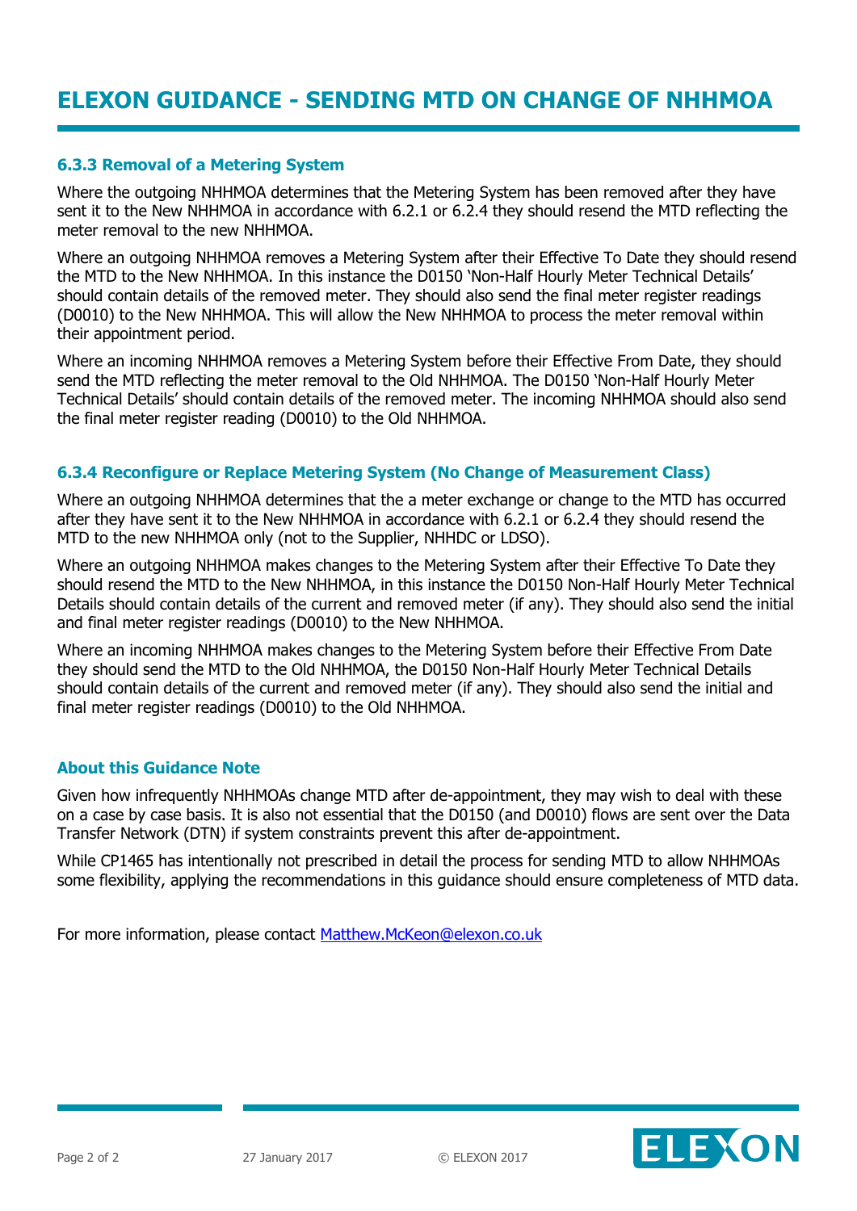# ELEXON GUIDANCE - SENDING MTD ON CHANGE OF NHHMOA

### 6.3.3 Removal of a Metering System

Where the outgoing NHHMOA determines that the Metering System has been removed after they have sent it to the New NHHMOA in accordance with 6.2.1 or 6.2.4 they should resend the MTD reflecting the meter removal to the new NHHMOA.

Where an outgoing NHHMOA removes a Metering System after their Effective To Date they should resend the MTD to the New NHHMOA. In this instance the D0150 'Non-Half Hourly Meter Technical Details' should contain details of the removed meter. They should also send the final meter register readings (D0010) to the New NHHMOA. This will allow the New NHHMOA to process the meter removal within their appointment period.

Where an incoming NHHMOA removes a Metering System before their Effective From Date, they should send the MTD reflecting the meter removal to the Old NHHMOA. The D0150 'Non-Half Hourly Meter Technical Details' should contain details of the removed meter. The incoming NHHMOA should also send the final meter register reading (D0010) to the Old NHHMOA.

### 6.3.4 Reconfigure or Replace Metering System (No Change of Measurement Class)

Where an outgoing NHHMOA determines that the a meter exchange or change to the MTD has occurred after they have sent it to the New NHHMOA in accordance with 6.2.1 or 6.2.4 they should resend the MTD to the new NHHMOA only (not to the Supplier, NHHDC or LDSO).

Where an outgoing NHHMOA makes changes to the Metering System after their Effective To Date they should resend the MTD to the New NHHMOA, in this instance the D0150 Non-Half Hourly Meter Technical Details should contain details of the current and removed meter (if any). They should also send the initial and final meter register readings (D0010) to the New NHHMOA.

Where an incoming NHHMOA makes changes to the Metering System before their Effective From Date they should send the MTD to the Old NHHMOA, the D0150 Non-Half Hourly Meter Technical Details should contain details of the current and removed meter (if any). They should also send the initial and final meter register readings (D0010) to the Old NHHMOA.

### About this Guidance Note

Given how infrequently NHHMOAs change MTD after de-appointment, they may wish to deal with these on a case by case basis. It is also not essential that the D0150 (and D0010) flows are sent over the Data Transfer Network (DTN) if system constraints prevent this after de-appointment.

While CP1465 has intentionally not prescribed in detail the process for sending MTD to allow NHHMOAs some flexibility, applying the recommendations in this guidance should ensure completeness of MTD data.

For more information, please contact [Matthew.McKeon@elexon.co.uk](mailto:Matthew.McKeon@elexon.co.uk)